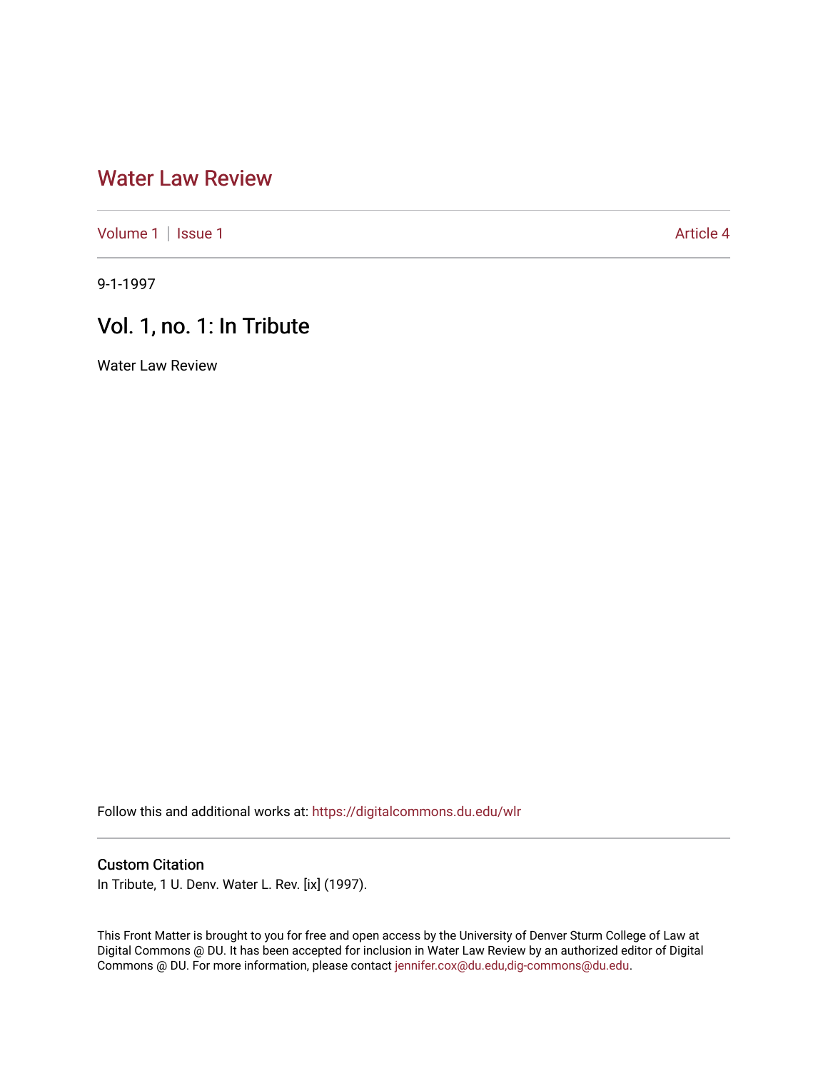# Water Law Review

Volume 1 | Issue 1 Article 4

9-1-1997

## Vol. 1, no. 1: In Tribute

Water Law Review

Follow this and additional works at: https://digitalcommons.du.edu/wlr

### Custom Citation

In Tribute, 1 U. Denv. Water L. Rev. [ix] (1997).

This Front Matter is brought to you for free and open access by the University of Denver Sturm College of Law at Digital Commons @ DU. It has been accepted for inclusion in Water Law Review by an authorized editor of Digital Commons @ DU. For more information, please contact jennifer.cox@du.edu,dig-commons@du.edu.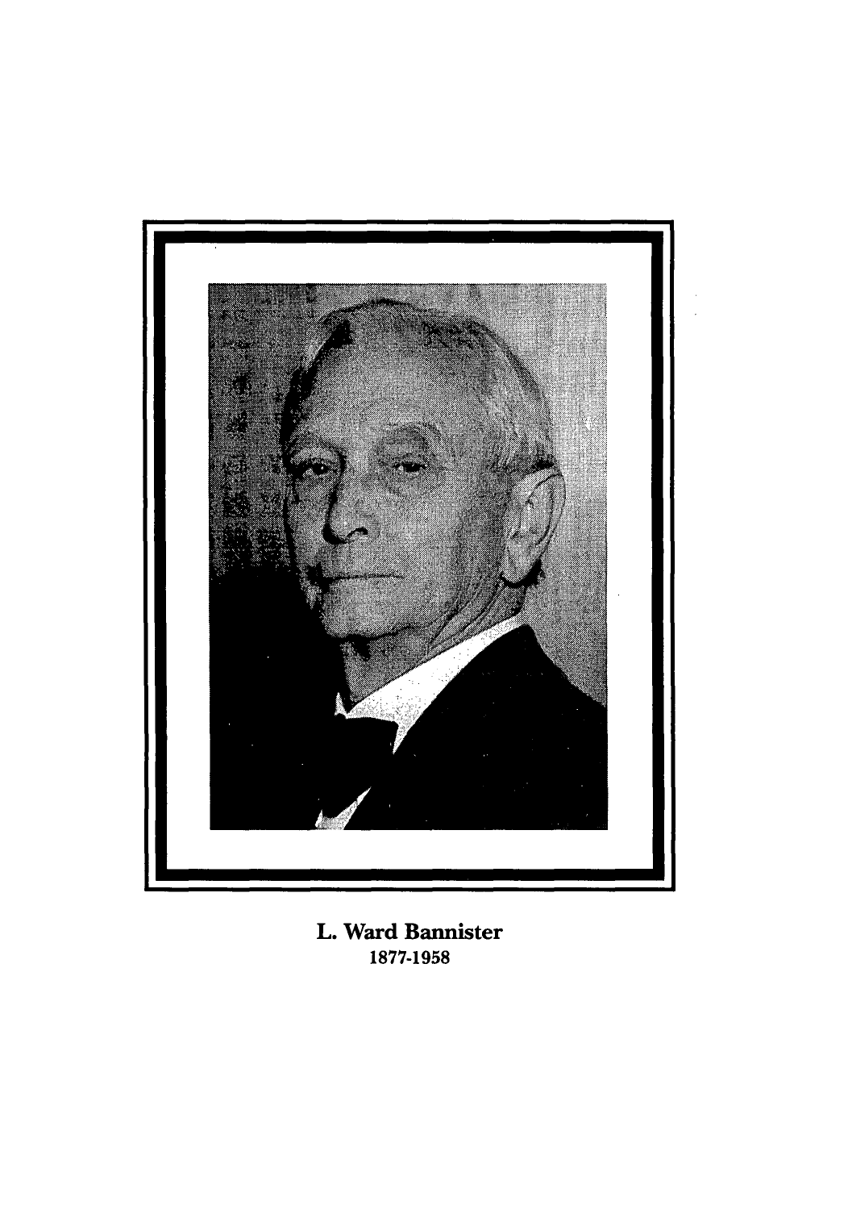**L. Ward Bannister**
**1877-1958**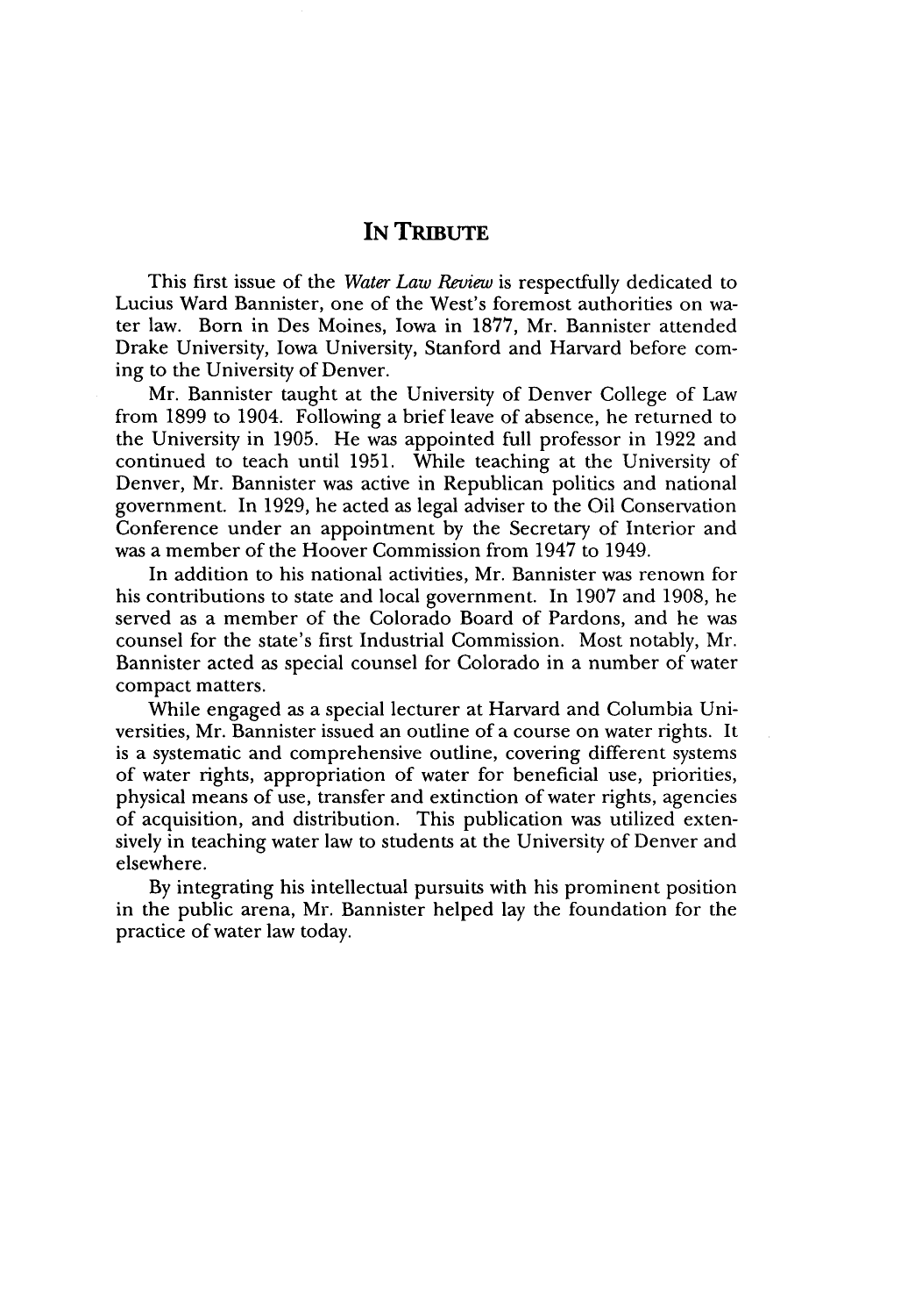## IN TRIBUTE

This first issue of the *Water Law Review* is respectfully dedicated to Lucius Ward Bannister, one of the West's foremost authorities on water law. Born in Des Moines, Iowa in 1877, Mr. Bannister attended Drake University, Iowa University, Stanford and Harvard before coming to the University of Denver.

Mr. Bannister taught at the University of Denver College of Law from 1899 to 1904. Following a brief leave of absence, he returned to the University in 1905. He was appointed full professor in 1922 and continued to teach until 1951. While teaching at the University of Denver, Mr. Bannister was active in Republican politics and national government. In 1929, he acted as legal adviser to the Oil Conservation Conference under an appointment by the Secretary of Interior and was a member of the Hoover Commission from 1947 to 1949.

In addition to his national activities, Mr. Bannister was renown for his contributions to state and local government. In 1907 and 1908, he served as a member of the Colorado Board of Pardons, and he was counsel for the state's first Industrial Commission. Most notably, Mr. Bannister acted as special counsel for Colorado in a number of water compact matters.

While engaged as a special lecturer at Harvard and Columbia Universities, Mr. Bannister issued an outline of a course on water rights. It is a systematic and comprehensive outline, covering different systems of water rights, appropriation of water for beneficial use, priorities, physical means of use, transfer and extinction of water rights, agencies of acquisition, and distribution. This publication was utilized extensively in teaching water law to students at the University of Denver and elsewhere.

By integrating his intellectual pursuits with his prominent position in the public arena, Mr. Bannister helped lay the foundation for the practice of water law today.